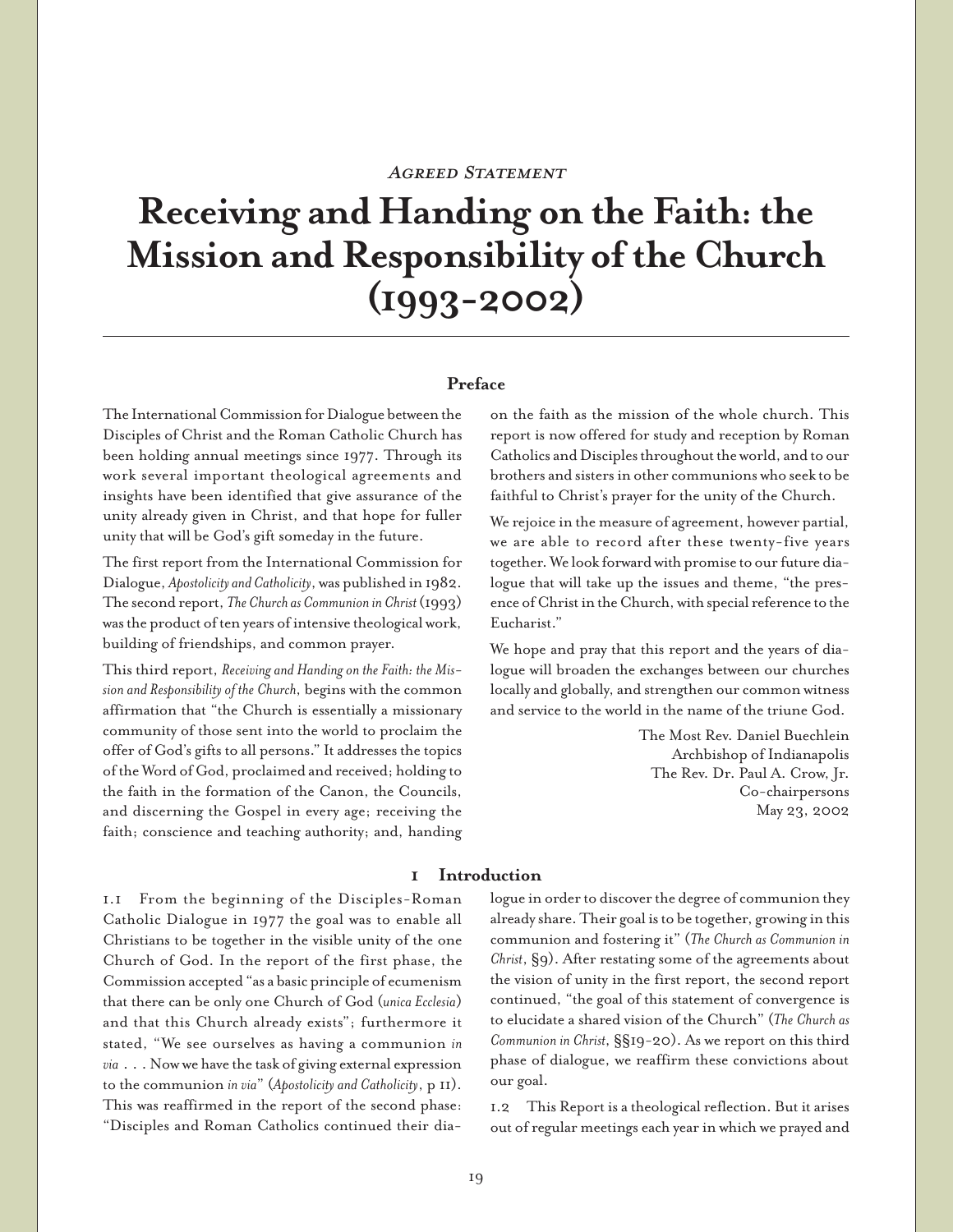*Agreed Statement*

# Receiving and Handing on the Faith: the Mission and Responsibility of the Church (1993-2002)

## Preface

The International Commission for Dialogue between the Disciples of Christ and the Roman Catholic Church has been holding annual meetings since 1977. Through its work several important theological agreements and insights have been identified that give assurance of the unity already given in Christ, and that hope for fuller unity that will be God's gift someday in the future.

The first report from the International Commission for Dialogue, *Apostolicity and Catholicity*, was published in 1982. The second report, *The Church as Communion in Christ* (1993) was the product of ten years of intensive theological work, building of friendships, and common prayer.

This third report, *Receiving and Handing on the Faith: the Mission and Responsibility of the Church*, begins with the common affirmation that "the Church is essentially a missionary community of those sent into the world to proclaim the offer of God's gifts to all persons." It addresses the topics of the Word of God, proclaimed and received; holding to the faith in the formation of the Canon, the Councils, and discerning the Gospel in every age; receiving the faith; conscience and teaching authority; and, handing on the faith as the mission of the whole church. This report is now offered for study and reception by Roman Catholics and Disciples throughout the world, and to our brothers and sisters in other communions who seek to be faithful to Christ's prayer for the unity of the Church.

We rejoice in the measure of agreement, however partial, we are able to record after these twenty-five years together. We look forward with promise to our future dialogue that will take up the issues and theme, "the presence of Christ in the Church, with special reference to the Eucharist."

We hope and pray that this report and the years of dialogue will broaden the exchanges between our churches locally and globally, and strengthen our common witness and service to the world in the name of the triune God.

The Most Rev. Daniel Buechlein
Archbishop of Indianapolis
The Rev. Dr. Paul A. Crow, Jr.
Co-chairpersons
May 23, 2002

## 1 Introduction

1.1 From the beginning of the Disciples-Roman Catholic Dialogue in 1977 the goal was to enable all Christians to be together in the visible unity of the one Church of God. In the report of the first phase, the Commission accepted "as a basic principle of ecumenism that there can be only one Church of God (*unica Ecclesia*) and that this Church already exists"; furthermore it stated, "We see ourselves as having a communion *in via* . . . Now we have the task of giving external expression to the communion *in via*" (*Apostolicity and Catholicity*, p 11). This was reaffirmed in the report of the second phase: "Disciples and Roman Catholics continued their dialogue in order to discover the degree of communion they already share. Their goal is to be together, growing in this communion and fostering it" (*The Church as Communion in Christ*, §9). After restating some of the agreements about the vision of unity in the first report, the second report continued, "the goal of this statement of convergence is to elucidate a shared vision of the Church" (*The Church as Communion in Christ*, §§19-20). As we report on this third phase of dialogue, we reaffirm these convictions about our goal.

1.2 This Report is a theological reflection. But it arises out of regular meetings each year in which we prayed and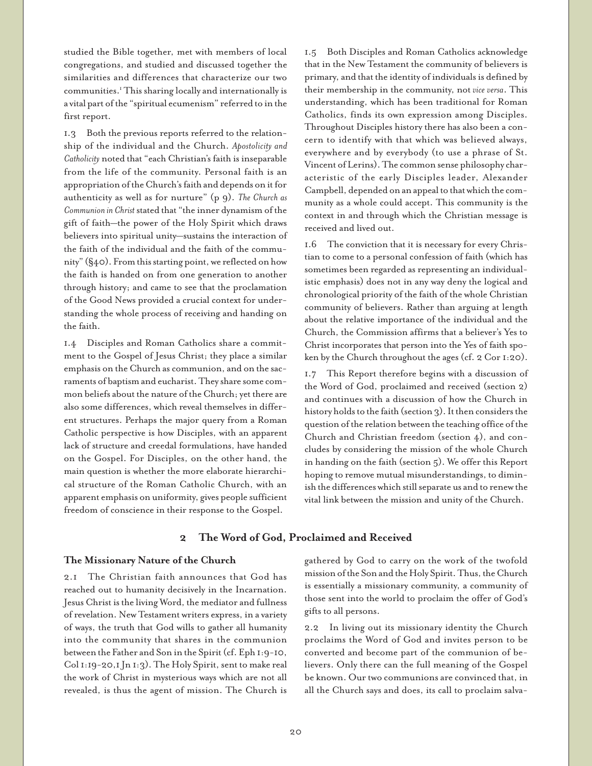studied the Bible together, met with members of local congregations, and studied and discussed together the similarities and differences that characterize our two communities.[1] This sharing locally and internationally is a vital part of the "spiritual ecumenism" referred to in the first report.

1.3 Both the previous reports referred to the relationship of the individual and the Church. *Apostolicity and Catholicity* noted that "each Christian's faith is inseparable from the life of the community. Personal faith is an appropriation of the Church's faith and depends on it for authenticity as well as for nurture" (p 9). *The Church as Communion in Christ* stated that "the inner dynamism of the gift of faith—the power of the Holy Spirit which draws believers into spiritual unity—sustains the interaction of the faith of the individual and the faith of the community" (§40). From this starting point, we reflected on how the faith is handed on from one generation to another through history; and came to see that the proclamation of the Good News provided a crucial context for understanding the whole process of receiving and handing on the faith.

1.4 Disciples and Roman Catholics share a commitment to the Gospel of Jesus Christ; they place a similar emphasis on the Church as communion, and on the sacraments of baptism and eucharist. They share some common beliefs about the nature of the Church; yet there are also some differences, which reveal themselves in different structures. Perhaps the major query from a Roman Catholic perspective is how Disciples, with an apparent lack of structure and creedal formulations, have handed on the Gospel. For Disciples, on the other hand, the main question is whether the more elaborate hierarchical structure of the Roman Catholic Church, with an apparent emphasis on uniformity, gives people sufficient freedom of conscience in their response to the Gospel.

1.5 Both Disciples and Roman Catholics acknowledge that in the New Testament the community of believers is primary, and that the identity of individuals is defined by their membership in the community, not *vice versa*. This understanding, which has been traditional for Roman Catholics, finds its own expression among Disciples. Throughout Disciples history there has also been a concern to identify with that which was believed always, everywhere and by everybody (to use a phrase of St. Vincent of Lerins). The common sense philosophy characteristic of the early Disciples leader, Alexander Campbell, depended on an appeal to that which the community as a whole could accept. This community is the context in and through which the Christian message is received and lived out.

1.6 The conviction that it is necessary for every Christian to come to a personal confession of faith (which has sometimes been regarded as representing an individualistic emphasis) does not in any way deny the logical and chronological priority of the faith of the whole Christian community of believers. Rather than arguing at length about the relative importance of the individual and the Church, the Commission affirms that a believer's Yes to Christ incorporates that person into the Yes of faith spoken by the Church throughout the ages (cf. 2 Cor 1:20).

1.7 This Report therefore begins with a discussion of the Word of God, proclaimed and received (section 2) and continues with a discussion of how the Church in history holds to the faith (section 3). It then considers the question of the relation between the teaching office of the Church and Christian freedom (section 4), and concludes by considering the mission of the whole Church in handing on the faith (section 5). We offer this Report hoping to remove mutual misunderstandings, to diminish the differences which still separate us and to renew the vital link between the mission and unity of the Church.

## 2 The Word of God, Proclaimed and Received

### The Missionary Nature of the Church

2.1 The Christian faith announces that God has reached out to humanity decisively in the Incarnation. Jesus Christ is the living Word, the mediator and fullness of revelation. New Testament writers express, in a variety of ways, the truth that God wills to gather all humanity into the community that shares in the communion between the Father and Son in the Spirit (cf. Eph 1:9-10, Col 1:19-20, 1 Jn 1:3). The Holy Spirit, sent to make real the work of Christ in mysterious ways which are not all revealed, is thus the agent of mission. The Church is gathered by God to carry on the work of the twofold mission of the Son and the Holy Spirit. Thus, the Church is essentially a missionary community, a community of those sent into the world to proclaim the offer of God's gifts to all persons.

2.2 In living out its missionary identity the Church proclaims the Word of God and invites person to be converted and become part of the communion of believers. Only there can the full meaning of the Gospel be known. Our two communions are convinced that, in all the Church says and does, its call to proclaim salva-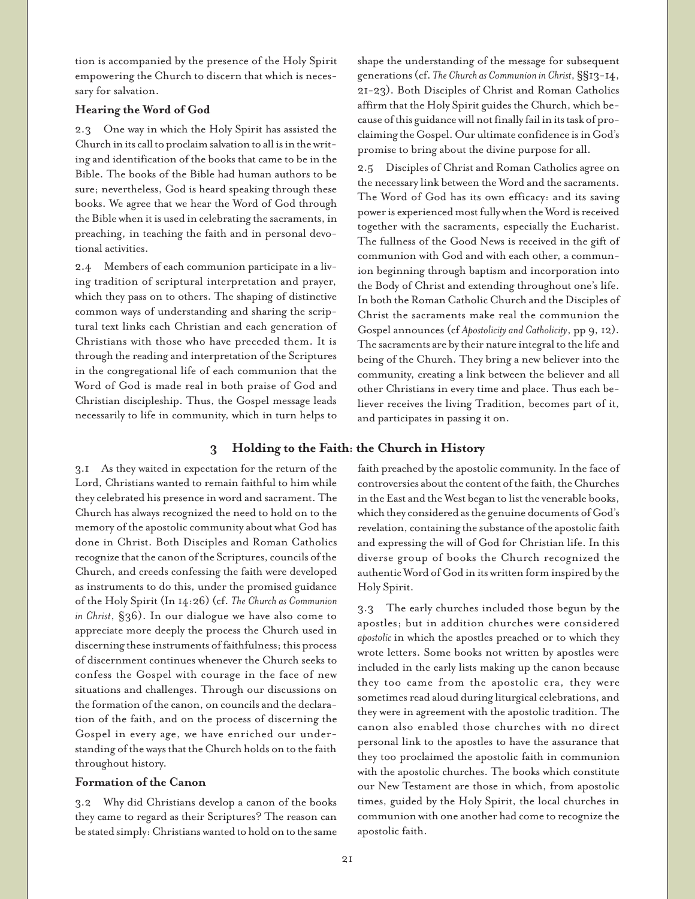tion is accompanied by the presence of the Holy Spirit empowering the Church to discern that which is necessary for salvation.

### Hearing the Word of God

2.3 One way in which the Holy Spirit has assisted the Church in its call to proclaim salvation to all is in the writing and identification of the books that came to be in the Bible. The books of the Bible had human authors to be sure; nevertheless, God is heard speaking through these books. We agree that we hear the Word of God through the Bible when it is used in celebrating the sacraments, in preaching, in teaching the faith and in personal devotional activities.

2.4 Members of each communion participate in a living tradition of scriptural interpretation and prayer, which they pass on to others. The shaping of distinctive common ways of understanding and sharing the scriptural text links each Christian and each generation of Christians with those who have preceded them. It is through the reading and interpretation of the Scriptures in the congregational life of each communion that the Word of God is made real in both praise of God and Christian discipleship. Thus, the Gospel message leads necessarily to life in community, which in turn helps to shape the understanding of the message for subsequent generations (cf. *The Church as Communion in Christ*, §§13-14, 21-23). Both Disciples of Christ and Roman Catholics affirm that the Holy Spirit guides the Church, which because of this guidance will not finally fail in its task of proclaiming the Gospel. Our ultimate confidence is in God's promise to bring about the divine purpose for all.

2.5 Disciples of Christ and Roman Catholics agree on the necessary link between the Word and the sacraments. The Word of God has its own efficacy: and its saving power is experienced most fully when the Word is received together with the sacraments, especially the Eucharist. The fullness of the Good News is received in the gift of communion with God and with each other, a communion beginning through baptism and incorporation into the Body of Christ and extending throughout one's life. In both the Roman Catholic Church and the Disciples of Christ the sacraments make real the communion the Gospel announces (cf *Apostolicity and Catholicity*, pp 9, 12). The sacraments are by their nature integral to the life and being of the Church. They bring a new believer into the community, creating a link between the believer and all other Christians in every time and place. Thus each believer receives the living Tradition, becomes part of it, and participates in passing it on.

## 3 Holding to the Faith: the Church in History

3.1 As they waited in expectation for the return of the Lord, Christians wanted to remain faithful to him while they celebrated his presence in word and sacrament. The Church has always recognized the need to hold on to the memory of the apostolic community about what God has done in Christ. Both Disciples and Roman Catholics recognize that the canon of the Scriptures, councils of the Church, and creeds confessing the faith were developed as instruments to do this, under the promised guidance of the Holy Spirit (Jn 14:26) (cf. *The Church as Communion in Christ*, §36). In our dialogue we have also come to appreciate more deeply the process the Church used in discerning these instruments of faithfulness; this process of discernment continues whenever the Church seeks to confess the Gospel with courage in the face of new situations and challenges. Through our discussions on the formation of the canon, on councils and the declaration of the faith, and on the process of discerning the Gospel in every age, we have enriched our understanding of the ways that the Church holds on to the faith throughout history.

### Formation of the Canon

3.2 Why did Christians develop a canon of the books they came to regard as their Scriptures? The reason can be stated simply: Christians wanted to hold on to the same faith preached by the apostolic community. In the face of controversies about the content of the faith, the Churches in the East and the West began to list the venerable books, which they considered as the genuine documents of God's revelation, containing the substance of the apostolic faith and expressing the will of God for Christian life. In this diverse group of books the Church recognized the authentic Word of God in its written form inspired by the Holy Spirit.

3.3 The early churches included those begun by the apostles; but in addition churches were considered *apostolic* in which the apostles preached or to which they wrote letters. Some books not written by apostles were included in the early lists making up the canon because they too came from the apostolic era, they were sometimes read aloud during liturgical celebrations, and they were in agreement with the apostolic tradition. The canon also enabled those churches with no direct personal link to the apostles to have the assurance that they too proclaimed the apostolic faith in communion with the apostolic churches. The books which constitute our New Testament are those in which, from apostolic times, guided by the Holy Spirit, the local churches in communion with one another had come to recognize the apostolic faith.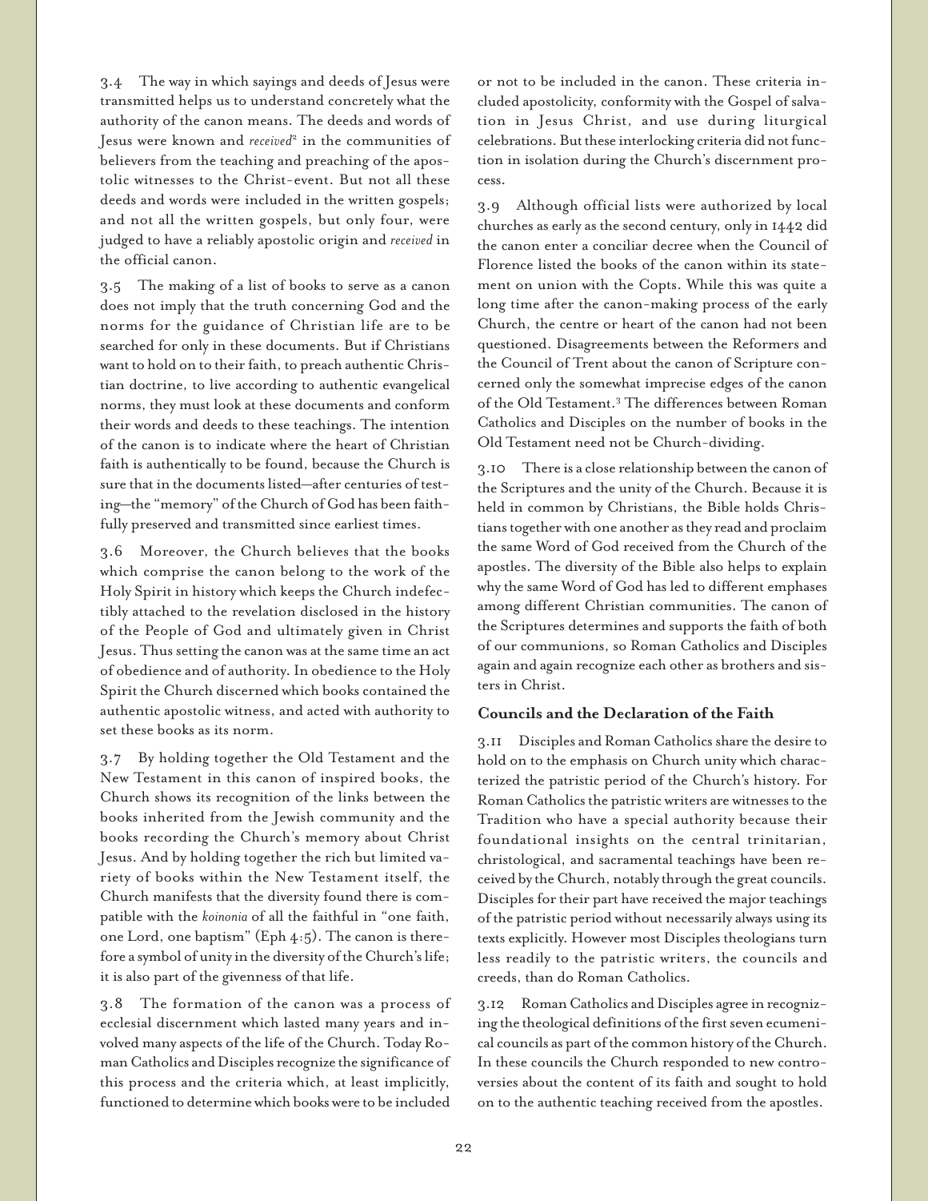3.4 The way in which sayings and deeds of Jesus were transmitted helps us to understand concretely what the authority of the canon means. The deeds and words of Jesus were known and *received*[2] in the communities of believers from the teaching and preaching of the apostolic witnesses to the Christ-event. But not all these deeds and words were included in the written gospels; and not all the written gospels, but only four, were judged to have a reliably apostolic origin and *received* in the official canon.

3.5 The making of a list of books to serve as a canon does not imply that the truth concerning God and the norms for the guidance of Christian life are to be searched for only in these documents. But if Christians want to hold on to their faith, to preach authentic Christian doctrine, to live according to authentic evangelical norms, they must look at these documents and conform their words and deeds to these teachings. The intention of the canon is to indicate where the heart of Christian faith is authentically to be found, because the Church is sure that in the documents listed—after centuries of testing—the "memory" of the Church of God has been faithfully preserved and transmitted since earliest times.

3.6 Moreover, the Church believes that the books which comprise the canon belong to the work of the Holy Spirit in history which keeps the Church indefectibly attached to the revelation disclosed in the history of the People of God and ultimately given in Christ Jesus. Thus setting the canon was at the same time an act of obedience and of authority. In obedience to the Holy Spirit the Church discerned which books contained the authentic apostolic witness, and acted with authority to set these books as its norm.

3.7 By holding together the Old Testament and the New Testament in this canon of inspired books, the Church shows its recognition of the links between the books inherited from the Jewish community and the books recording the Church's memory about Christ Jesus. And by holding together the rich but limited variety of books within the New Testament itself, the Church manifests that the diversity found there is compatible with the *koinonia* of all the faithful in "one faith, one Lord, one baptism" (Eph 4:5). The canon is therefore a symbol of unity in the diversity of the Church's life; it is also part of the givenness of that life.

3.8 The formation of the canon was a process of ecclesial discernment which lasted many years and involved many aspects of the life of the Church. Today Roman Catholics and Disciples recognize the significance of this process and the criteria which, at least implicitly, functioned to determine which books were to be included or not to be included in the canon. These criteria included apostolicity, conformity with the Gospel of salvation in Jesus Christ, and use during liturgical celebrations. But these interlocking criteria did not function in isolation during the Church's discernment process.

3.9 Although official lists were authorized by local churches as early as the second century, only in 1442 did the canon enter a conciliar decree when the Council of Florence listed the books of the canon within its statement on union with the Copts. While this was quite a long time after the canon-making process of the early Church, the centre or heart of the canon had not been questioned. Disagreements between the Reformers and the Council of Trent about the canon of Scripture concerned only the somewhat imprecise edges of the canon of the Old Testament.[3] The differences between Roman Catholics and Disciples on the number of books in the Old Testament need not be Church-dividing.

3.10 There is a close relationship between the canon of the Scriptures and the unity of the Church. Because it is held in common by Christians, the Bible holds Christians together with one another as they read and proclaim the same Word of God received from the Church of the apostles. The diversity of the Bible also helps to explain why the same Word of God has led to different emphases among different Christian communities. The canon of the Scriptures determines and supports the faith of both of our communions, so Roman Catholics and Disciples again and again recognize each other as brothers and sisters in Christ.

### Councils and the Declaration of the Faith

3.11 Disciples and Roman Catholics share the desire to hold on to the emphasis on Church unity which characterized the patristic period of the Church's history. For Roman Catholics the patristic writers are witnesses to the Tradition who have a special authority because their foundational insights on the central trinitarian, christological, and sacramental teachings have been received by the Church, notably through the great councils. Disciples for their part have received the major teachings of the patristic period without necessarily always using its texts explicitly. However most Disciples theologians turn less readily to the patristic writers, the councils and creeds, than do Roman Catholics.

3.12 Roman Catholics and Disciples agree in recognizing the theological definitions of the first seven ecumenical councils as part of the common history of the Church. In these councils the Church responded to new controversies about the content of its faith and sought to hold on to the authentic teaching received from the apostles.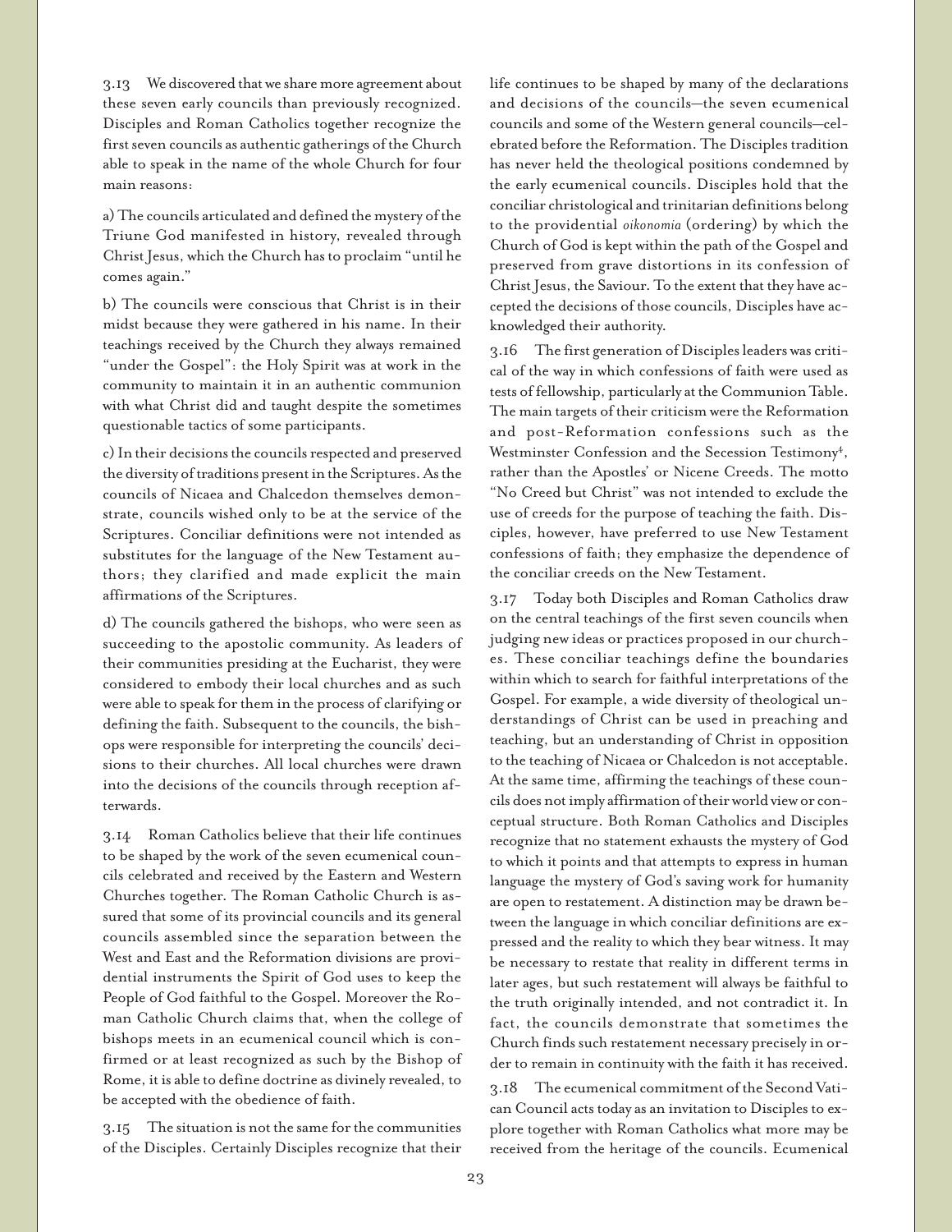3.13 We discovered that we share more agreement about these seven early councils than previously recognized. Disciples and Roman Catholics together recognize the first seven councils as authentic gatherings of the Church able to speak in the name of the whole Church for four main reasons:

a) The councils articulated and defined the mystery of the Triune God manifested in history, revealed through Christ Jesus, which the Church has to proclaim "until he comes again."

b) The councils were conscious that Christ is in their midst because they were gathered in his name. In their teachings received by the Church they always remained "under the Gospel": the Holy Spirit was at work in the community to maintain it in an authentic communion with what Christ did and taught despite the sometimes questionable tactics of some participants.

c) In their decisions the councils respected and preserved the diversity of traditions present in the Scriptures. As the councils of Nicaea and Chalcedon themselves demonstrate, councils wished only to be at the service of the Scriptures. Conciliar definitions were not intended as substitutes for the language of the New Testament authors; they clarified and made explicit the main affirmations of the Scriptures.

d) The councils gathered the bishops, who were seen as succeeding to the apostolic community. As leaders of their communities presiding at the Eucharist, they were considered to embody their local churches and as such were able to speak for them in the process of clarifying or defining the faith. Subsequent to the councils, the bishops were responsible for interpreting the councils' decisions to their churches. All local churches were drawn into the decisions of the councils through reception afterwards.

3.14 Roman Catholics believe that their life continues to be shaped by the work of the seven ecumenical councils celebrated and received by the Eastern and Western Churches together. The Roman Catholic Church is assured that some of its provincial councils and its general councils assembled since the separation between the West and East and the Reformation divisions are providential instruments the Spirit of God uses to keep the People of God faithful to the Gospel. Moreover the Roman Catholic Church claims that, when the college of bishops meets in an ecumenical council which is confirmed or at least recognized as such by the Bishop of Rome, it is able to define doctrine as divinely revealed, to be accepted with the obedience of faith.

3.15 The situation is not the same for the communities of the Disciples. Certainly Disciples recognize that their life continues to be shaped by many of the declarations and decisions of the councils—the seven ecumenical councils and some of the Western general councils—celebrated before the Reformation. The Disciples tradition has never held the theological positions condemned by the early ecumenical councils. Disciples hold that the conciliar christological and trinitarian definitions belong to the providential *oikonomia* (ordering) by which the Church of God is kept within the path of the Gospel and preserved from grave distortions in its confession of Christ Jesus, the Saviour. To the extent that they have accepted the decisions of those councils, Disciples have acknowledged their authority.

3.16 The first generation of Disciples leaders was critical of the way in which confessions of faith were used as tests of fellowship, particularly at the Communion Table. The main targets of their criticism were the Reformation and post-Reformation confessions such as the Westminster Confession and the Secession Testimony[4], rather than the Apostles' or Nicene Creeds. The motto "No Creed but Christ" was not intended to exclude the use of creeds for the purpose of teaching the faith. Disciples, however, have preferred to use New Testament confessions of faith; they emphasize the dependence of the conciliar creeds on the New Testament.

3.17 Today both Disciples and Roman Catholics draw on the central teachings of the first seven councils when judging new ideas or practices proposed in our churches. These conciliar teachings define the boundaries within which to search for faithful interpretations of the Gospel. For example, a wide diversity of theological understandings of Christ can be used in preaching and teaching, but an understanding of Christ in opposition to the teaching of Nicaea or Chalcedon is not acceptable. At the same time, affirming the teachings of these councils does not imply affirmation of their world view or conceptual structure. Both Roman Catholics and Disciples recognize that no statement exhausts the mystery of God to which it points and that attempts to express in human language the mystery of God's saving work for humanity are open to restatement. A distinction may be drawn between the language in which conciliar definitions are expressed and the reality to which they bear witness. It may be necessary to restate that reality in different terms in later ages, but such restatement will always be faithful to the truth originally intended, and not contradict it. In fact, the councils demonstrate that sometimes the Church finds such restatement necessary precisely in order to remain in continuity with the faith it has received.

3.18 The ecumenical commitment of the Second Vatican Council acts today as an invitation to Disciples to explore together with Roman Catholics what more may be received from the heritage of the councils. Ecumenical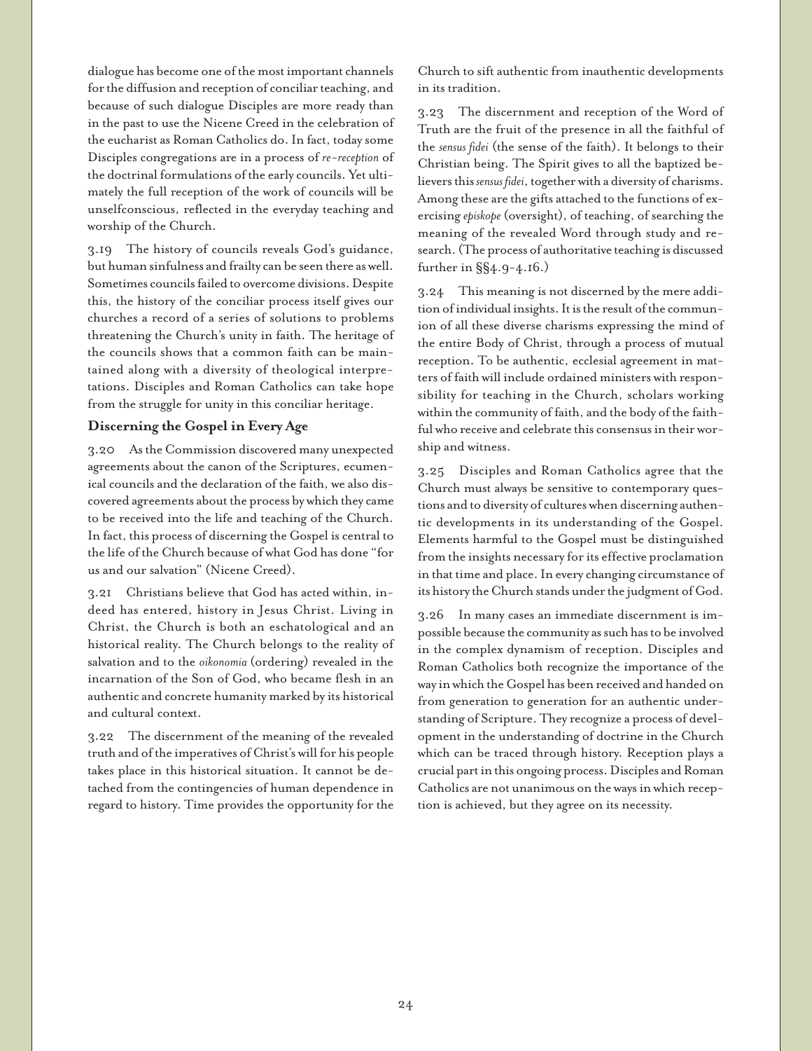dialogue has become one of the most important channels for the diffusion and reception of conciliar teaching, and because of such dialogue Disciples are more ready than in the past to use the Nicene Creed in the celebration of the eucharist as Roman Catholics do. In fact, today some Disciples congregations are in a process of *re-reception* of the doctrinal formulations of the early councils. Yet ultimately the full reception of the work of councils will be unselfconscious, reflected in the everyday teaching and worship of the Church.

3.19 The history of councils reveals God's guidance, but human sinfulness and frailty can be seen there as well. Sometimes councils failed to overcome divisions. Despite this, the history of the conciliar process itself gives our churches a record of a series of solutions to problems threatening the Church's unity in faith. The heritage of the councils shows that a common faith can be maintained along with a diversity of theological interpretations. Disciples and Roman Catholics can take hope from the struggle for unity in this conciliar heritage.

### Discerning the Gospel in Every Age

3.20 As the Commission discovered many unexpected agreements about the canon of the Scriptures, ecumenical councils and the declaration of the faith, we also discovered agreements about the process by which they came to be received into the life and teaching of the Church. In fact, this process of discerning the Gospel is central to the life of the Church because of what God has done "for us and our salvation" (Nicene Creed).

3.21 Christians believe that God has acted within, indeed has entered, history in Jesus Christ. Living in Christ, the Church is both an eschatological and an historical reality. The Church belongs to the reality of salvation and to the *oikonomia* (ordering) revealed in the incarnation of the Son of God, who became flesh in an authentic and concrete humanity marked by its historical and cultural context.

3.22 The discernment of the meaning of the revealed truth and of the imperatives of Christ's will for his people takes place in this historical situation. It cannot be detached from the contingencies of human dependence in regard to history. Time provides the opportunity for the Church to sift authentic from inauthentic developments in its tradition.

3.23 The discernment and reception of the Word of Truth are the fruit of the presence in all the faithful of the *sensus fidei* (the sense of the faith). It belongs to their Christian being. The Spirit gives to all the baptized believers this *sensus fidei*, together with a diversity of charisms. Among these are the gifts attached to the functions of exercising *episkope* (oversight), of teaching, of searching the meaning of the revealed Word through study and research. (The process of authoritative teaching is discussed further in §§4.9-4.16.)

3.24 This meaning is not discerned by the mere addition of individual insights. It is the result of the communion of all these diverse charisms expressing the mind of the entire Body of Christ, through a process of mutual reception. To be authentic, ecclesial agreement in matters of faith will include ordained ministers with responsibility for teaching in the Church, scholars working within the community of faith, and the body of the faithful who receive and celebrate this consensus in their worship and witness.

3.25 Disciples and Roman Catholics agree that the Church must always be sensitive to contemporary questions and to diversity of cultures when discerning authentic developments in its understanding of the Gospel. Elements harmful to the Gospel must be distinguished from the insights necessary for its effective proclamation in that time and place. In every changing circumstance of its history the Church stands under the judgment of God.

3.26 In many cases an immediate discernment is impossible because the community as such has to be involved in the complex dynamism of reception. Disciples and Roman Catholics both recognize the importance of the way in which the Gospel has been received and handed on from generation to generation for an authentic understanding of Scripture. They recognize a process of development in the understanding of doctrine in the Church which can be traced through history. Reception plays a crucial part in this ongoing process. Disciples and Roman Catholics are not unanimous on the ways in which reception is achieved, but they agree on its necessity.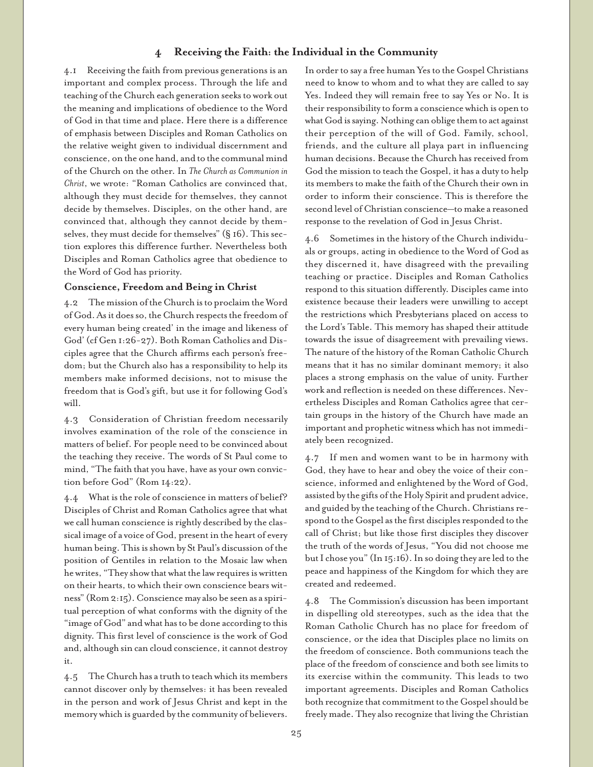## 4 Receiving the Faith: the Individual in the Community

4.1 Receiving the faith from previous generations is an important and complex process. Through the life and teaching of the Church each generation seeks to work out the meaning and implications of obedience to the Word of God in that time and place. Here there is a difference of emphasis between Disciples and Roman Catholics on the relative weight given to individual discernment and conscience, on the one hand, and to the communal mind of the Church on the other. In *The Church as Communion in Christ*, we wrote: "Roman Catholics are convinced that, although they must decide for themselves, they cannot decide by themselves. Disciples, on the other hand, are convinced that, although they cannot decide by themselves, they must decide for themselves" (§ 16). This section explores this difference further. Nevertheless both Disciples and Roman Catholics agree that obedience to the Word of God has priority.

### Conscience, Freedom and Being in Christ

4.2 The mission of the Church is to proclaim the Word of God. As it does so, the Church respects the freedom of every human being created' in the image and likeness of God' (cf Gen 1:26-27). Both Roman Catholics and Disciples agree that the Church affirms each person's freedom; but the Church also has a responsibility to help its members make informed decisions, not to misuse the freedom that is God's gift, but use it for following God's will.

4.3 Consideration of Christian freedom necessarily involves examination of the role of the conscience in matters of belief. For people need to be convinced about the teaching they receive. The words of St Paul come to mind, "The faith that you have, have as your own conviction before God" (Rom 14:22).

4.4 What is the role of conscience in matters of belief? Disciples of Christ and Roman Catholics agree that what we call human conscience is rightly described by the classical image of a voice of God, present in the heart of every human being. This is shown by St Paul's discussion of the position of Gentiles in relation to the Mosaic law when he writes, "They show that what the law requires is written on their hearts, to which their own conscience bears witness" (Rom 2:15). Conscience may also be seen as a spiritual perception of what conforms with the dignity of the "image of God" and what has to be done according to this dignity. This first level of conscience is the work of God and, although sin can cloud conscience, it cannot destroy it.

4.5 The Church has a truth to teach which its members cannot discover only by themselves: it has been revealed in the person and work of Jesus Christ and kept in the memory which is guarded by the community of believers. In order to say a free human Yes to the Gospel Christians need to know to whom and to what they are called to say Yes. Indeed they will remain free to say Yes or No. It is their responsibility to form a conscience which is open to what God is saying. Nothing can oblige them to act against their perception of the will of God. Family, school, friends, and the culture all playa part in influencing human decisions. Because the Church has received from God the mission to teach the Gospel, it has a duty to help its members to make the faith of the Church their own in order to inform their conscience. This is therefore the second level of Christian conscience—to make a reasoned response to the revelation of God in Jesus Christ.

4.6 Sometimes in the history of the Church individuals or groups, acting in obedience to the Word of God as they discerned it, have disagreed with the prevailing teaching or practice. Disciples and Roman Catholics respond to this situation differently. Disciples came into existence because their leaders were unwilling to accept the restrictions which Presbyterians placed on access to the Lord's Table. This memory has shaped their attitude towards the issue of disagreement with prevailing views. The nature of the history of the Roman Catholic Church means that it has no similar dominant memory; it also places a strong emphasis on the value of unity. Further work and reflection is needed on these differences. Nevertheless Disciples and Roman Catholics agree that certain groups in the history of the Church have made an important and prophetic witness which has not immediately been recognized.

4.7 If men and women want to be in harmony with God, they have to hear and obey the voice of their conscience, informed and enlightened by the Word of God, assisted by the gifts of the Holy Spirit and prudent advice, and guided by the teaching of the Church. Christians respond to the Gospel as the first disciples responded to the call of Christ; but like those first disciples they discover the truth of the words of Jesus, "You did not choose me but I chose you" (Jn 15:16). In so doing they are led to the peace and happiness of the Kingdom for which they are created and redeemed.

4.8 The Commission's discussion has been important in dispelling old stereotypes, such as the idea that the Roman Catholic Church has no place for freedom of conscience, or the idea that Disciples place no limits on the freedom of conscience. Both communions teach the place of the freedom of conscience and both see limits to its exercise within the community. This leads to two important agreements. Disciples and Roman Catholics both recognize that commitment to the Gospel should be freely made. They also recognize that living the Christian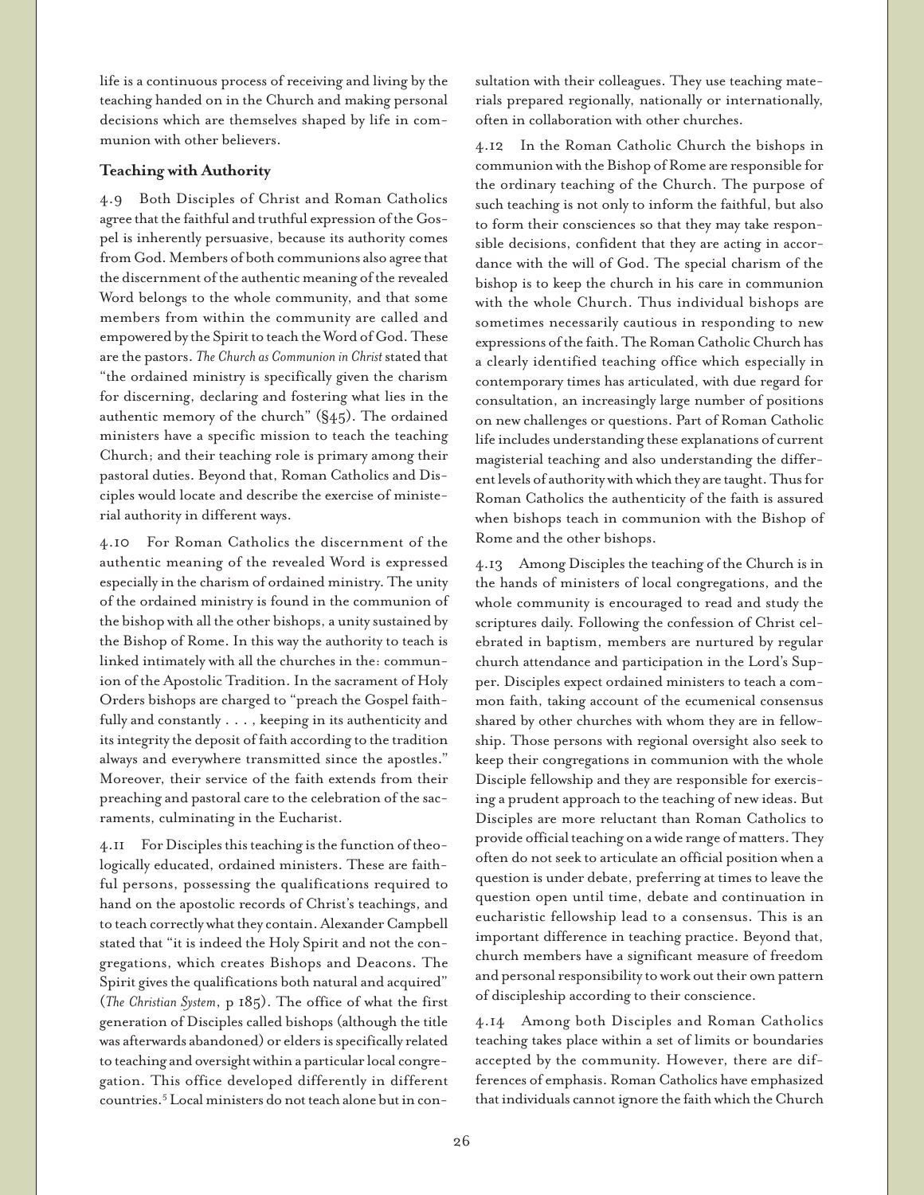life is a continuous process of receiving and living by the teaching handed on in the Church and making personal decisions which are themselves shaped by life in communion with other believers.

**Teaching with Authority**

4.9 Both Disciples of Christ and Roman Catholics agree that the faithful and truthful expression of the Gospel is inherently persuasive, because its authority comes from God. Members of both communions also agree that the discernment of the authentic meaning of the revealed Word belongs to the whole community, and that some members from within the community are called and empowered by the Spirit to teach the Word of God. These are the pastors. *The Church as Communion in Christ* stated that "the ordained ministry is specifically given the charism for discerning, declaring and fostering what lies in the authentic memory of the church" (§45). The ordained ministers have a specific mission to teach the teaching Church; and their teaching role is primary among their pastoral duties. Beyond that, Roman Catholics and Disciples would locate and describe the exercise of ministerial authority in different ways.

4.10 For Roman Catholics the discernment of the authentic meaning of the revealed Word is expressed especially in the charism of ordained ministry. The unity of the ordained ministry is found in the communion of the bishop with all the other bishops, a unity sustained by the Bishop of Rome. In this way the authority to teach is linked intimately with all the churches in the: communion of the Apostolic Tradition. In the sacrament of Holy Orders bishops are charged to "preach the Gospel faithfully and constantly . . . , keeping in its authenticity and its integrity the deposit of faith according to the tradition always and everywhere transmitted since the apostles." Moreover, their service of the faith extends from their preaching and pastoral care to the celebration of the sacraments, culminating in the Eucharist.

4.11 For Disciples this teaching is the function of theologically educated, ordained ministers. These are faithful persons, possessing the qualifications required to hand on the apostolic records of Christ's teachings, and to teach correctly what they contain. Alexander Campbell stated that "it is indeed the Holy Spirit and not the congregations, which creates Bishops and Deacons. The Spirit gives the qualifications both natural and acquired" (*The Christian System*, p 185). The office of what the first generation of Disciples called bishops (although the title was afterwards abandoned) or elders is specifically related to teaching and oversight within a particular local congregation. This office developed differently in different countries.[5] Local ministers do not teach alone but in consultation with their colleagues. They use teaching materials prepared regionally, nationally or internationally, often in collaboration with other churches.

4.12 In the Roman Catholic Church the bishops in communion with the Bishop of Rome are responsible for the ordinary teaching of the Church. The purpose of such teaching is not only to inform the faithful, but also to form their consciences so that they may take responsible decisions, confident that they are acting in accordance with the will of God. The special charism of the bishop is to keep the church in his care in communion with the whole Church. Thus individual bishops are sometimes necessarily cautious in responding to new expressions of the faith. The Roman Catholic Church has a clearly identified teaching office which especially in contemporary times has articulated, with due regard for consultation, an increasingly large number of positions on new challenges or questions. Part of Roman Catholic life includes understanding these explanations of current magisterial teaching and also understanding the different levels of authority with which they are taught. Thus for Roman Catholics the authenticity of the faith is assured when bishops teach in communion with the Bishop of Rome and the other bishops.

4.13 Among Disciples the teaching of the Church is in the hands of ministers of local congregations, and the whole community is encouraged to read and study the scriptures daily. Following the confession of Christ celebrated in baptism, members are nurtured by regular church attendance and participation in the Lord's Supper. Disciples expect ordained ministers to teach a common faith, taking account of the ecumenical consensus shared by other churches with whom they are in fellowship. Those persons with regional oversight also seek to keep their congregations in communion with the whole Disciple fellowship and they are responsible for exercising a prudent approach to the teaching of new ideas. But Disciples are more reluctant than Roman Catholics to provide official teaching on a wide range of matters. They often do not seek to articulate an official position when a question is under debate, preferring at times to leave the question open until time, debate and continuation in eucharistic fellowship lead to a consensus. This is an important difference in teaching practice. Beyond that, church members have a significant measure of freedom and personal responsibility to work out their own pattern of discipleship according to their conscience.

4.14 Among both Disciples and Roman Catholics teaching takes place within a set of limits or boundaries accepted by the community. However, there are differences of emphasis. Roman Catholics have emphasized that individuals cannot ignore the faith which the Church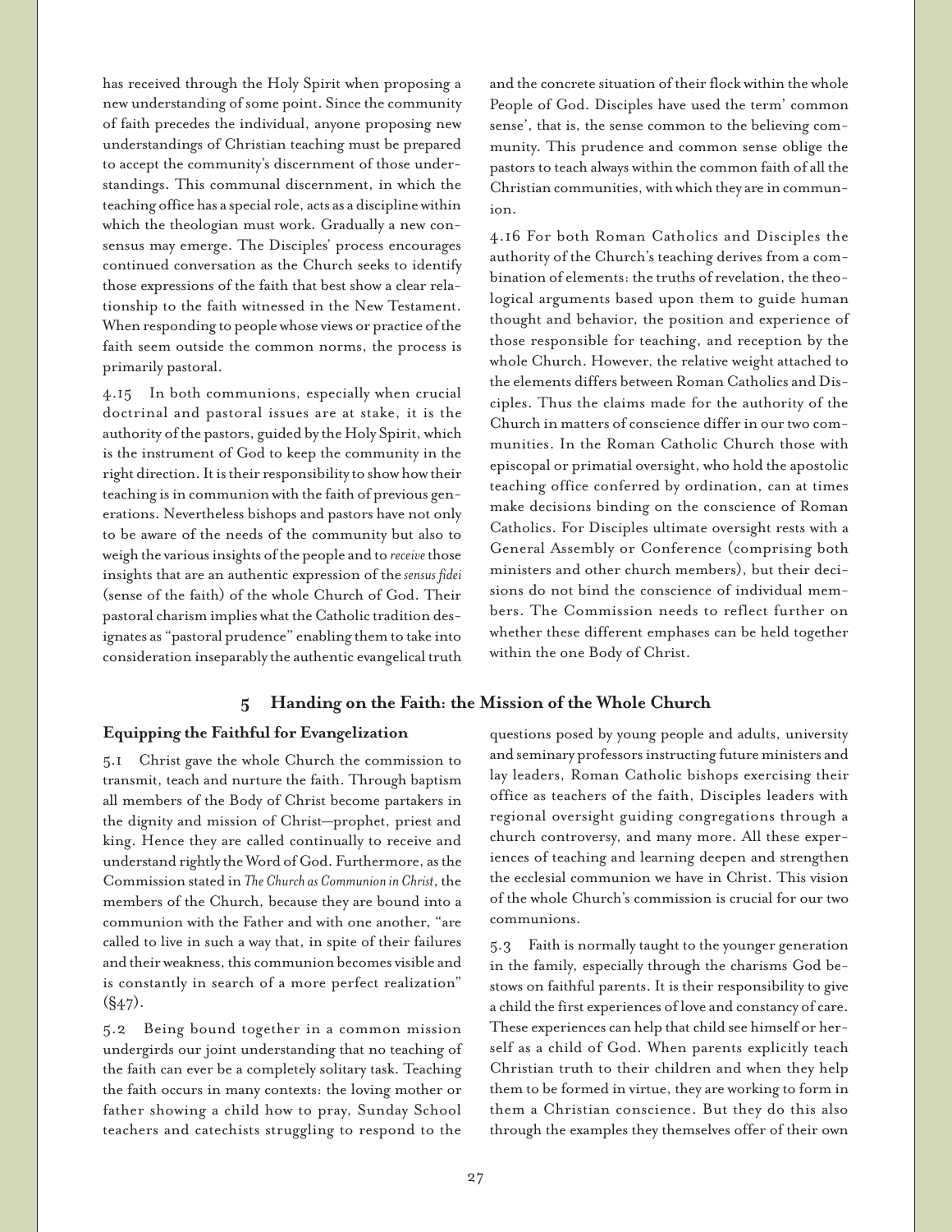has received through the Holy Spirit when proposing a new understanding of some point. Since the community of faith precedes the individual, anyone proposing new understandings of Christian teaching must be prepared to accept the community's discernment of those understandings. This communal discernment, in which the teaching office has a special role, acts as a discipline within which the theologian must work. Gradually a new consensus may emerge. The Disciples' process encourages continued conversation as the Church seeks to identify those expressions of the faith that best show a clear relationship to the faith witnessed in the New Testament. When responding to people whose views or practice of the faith seem outside the common norms, the process is primarily pastoral.

4.15 In both communions, especially when crucial doctrinal and pastoral issues are at stake, it is the authority of the pastors, guided by the Holy Spirit, which is the instrument of God to keep the community in the right direction. It is their responsibility to show how their teaching is in communion with the faith of previous generations. Nevertheless bishops and pastors have not only to be aware of the needs of the community but also to weigh the various insights of the people and to *receive* those insights that are an authentic expression of the *sensus fidei* (sense of the faith) of the whole Church of God. Their pastoral charism implies what the Catholic tradition designates as "pastoral prudence" enabling them to take into consideration inseparably the authentic evangelical truth and the concrete situation of their flock within the whole People of God. Disciples have used the term' common sense', that is, the sense common to the believing community. This prudence and common sense oblige the pastors to teach always within the common faith of all the Christian communities, with which they are in communion.

4.16 For both Roman Catholics and Disciples the authority of the Church's teaching derives from a combination of elements: the truths of revelation, the theological arguments based upon them to guide human thought and behavior, the position and experience of those responsible for teaching, and reception by the whole Church. However, the relative weight attached to the elements differs between Roman Catholics and Disciples. Thus the claims made for the authority of the Church in matters of conscience differ in our two communities. In the Roman Catholic Church those with episcopal or primatial oversight, who hold the apostolic teaching office conferred by ordination, can at times make decisions binding on the conscience of Roman Catholics. For Disciples ultimate oversight rests with a General Assembly or Conference (comprising both ministers and other church members), but their decisions do not bind the conscience of individual members. The Commission needs to reflect further on whether these different emphases can be held together within the one Body of Christ.

## 5 Handing on the Faith: the Mission of the Whole Church

### Equipping the Faithful for Evangelization

5.1 Christ gave the whole Church the commission to transmit, teach and nurture the faith. Through baptism all members of the Body of Christ become partakers in the dignity and mission of Christ—prophet, priest and king. Hence they are called continually to receive and understand rightly the Word of God. Furthermore, as the Commission stated in *The Church as Communion in Christ*, the members of the Church, because they are bound into a communion with the Father and with one another, "are called to live in such a way that, in spite of their failures and their weakness, this communion becomes visible and is constantly in search of a more perfect realization" (§47).

5.2 Being bound together in a common mission undergirds our joint understanding that no teaching of the faith can ever be a completely solitary task. Teaching the faith occurs in many contexts: the loving mother or father showing a child how to pray, Sunday School teachers and catechists struggling to respond to the questions posed by young people and adults, university and seminary professors instructing future ministers and lay leaders, Roman Catholic bishops exercising their office as teachers of the faith, Disciples leaders with regional oversight guiding congregations through a church controversy, and many more. All these experiences of teaching and learning deepen and strengthen the ecclesial communion we have in Christ. This vision of the whole Church's commission is crucial for our two communions.

5.3 Faith is normally taught to the younger generation in the family, especially through the charisms God bestows on faithful parents. It is their responsibility to give a child the first experiences of love and constancy of care. These experiences can help that child see himself or herself as a child of God. When parents explicitly teach Christian truth to their children and when they help them to be formed in virtue, they are working to form in them a Christian conscience. But they do this also through the examples they themselves offer of their own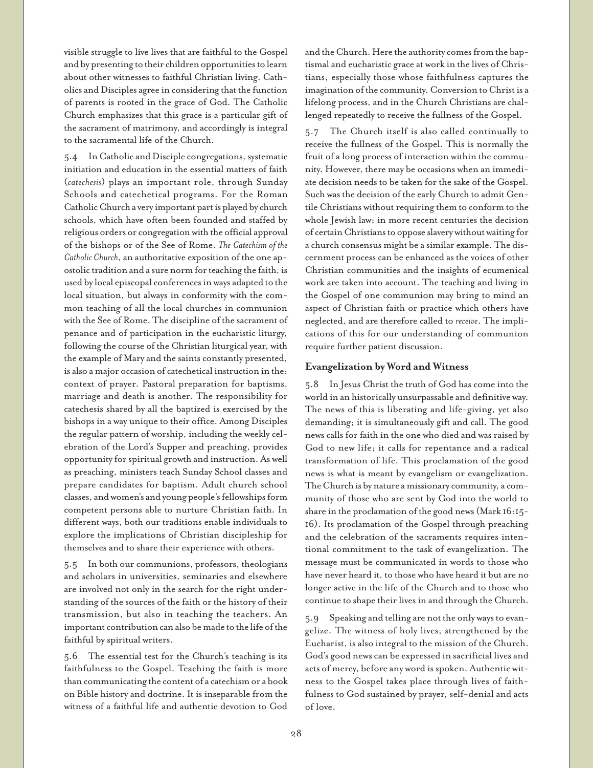visible struggle to live lives that are faithful to the Gospel and by presenting to their children opportunities to learn about other witnesses to faithful Christian living. Catholics and Disciples agree in considering that the function of parents is rooted in the grace of God. The Catholic Church emphasizes that this grace is a particular gift of the sacrament of matrimony, and accordingly is integral to the sacramental life of the Church.

5.4 In Catholic and Disciple congregations, systematic initiation and education in the essential matters of faith (*catechesis*) plays an important role, through Sunday Schools and catechetical programs. For the Roman Catholic Church a very important part is played by church schools, which have often been founded and staffed by religious orders or congregation with the official approval of the bishops or of the See of Rome. *The Catechism of the Catholic Church*, an authoritative exposition of the one apostolic tradition and a sure norm for teaching the faith, is used by local episcopal conferences in ways adapted to the local situation, but always in conformity with the common teaching of all the local churches in communion with the See of Rome. The discipline of the sacrament of penance and of participation in the eucharistic liturgy, following the course of the Christian liturgical year, with the example of Mary and the saints constantly presented, is also a major occasion of catechetical instruction in the: context of prayer. Pastoral preparation for baptisms, marriage and death is another. The responsibility for catechesis shared by all the baptized is exercised by the bishops in a way unique to their office. Among Disciples the regular pattern of worship, including the weekly celebration of the Lord's Supper and preaching, provides opportunity for spiritual growth and instruction. As well as preaching, ministers teach Sunday School classes and prepare candidates for baptism. Adult church school classes, and women's and young people's fellowships form competent persons able to nurture Christian faith. In different ways, both our traditions enable individuals to explore the implications of Christian discipleship for themselves and to share their experience with others.

5.5 In both our communions, professors, theologians and scholars in universities, seminaries and elsewhere are involved not only in the search for the right understanding of the sources of the faith or the history of their transmission, but also in teaching the teachers. An important contribution can also be made to the life of the faithful by spiritual writers.

5.6 The essential test for the Church's teaching is its faithfulness to the Gospel. Teaching the faith is more than communicating the content of a catechism or a book on Bible history and doctrine. It is inseparable from the witness of a faithful life and authentic devotion to God and the Church. Here the authority comes from the baptismal and eucharistic grace at work in the lives of Christians, especially those whose faithfulness captures the imagination of the community. Conversion to Christ is a lifelong process, and in the Church Christians are challenged repeatedly to receive the fullness of the Gospel.

5.7 The Church itself is also called continually to receive the fullness of the Gospel. This is normally the fruit of a long process of interaction within the community. However, there may be occasions when an immediate decision needs to be taken for the sake of the Gospel. Such was the decision of the early Church to admit Gentile Christians without requiring them to conform to the whole Jewish law; in more recent centuries the decision of certain Christians to oppose slavery without waiting for a church consensus might be a similar example. The discernment process can be enhanced as the voices of other Christian communities and the insights of ecumenical work are taken into account. The teaching and living in the Gospel of one communion may bring to mind an aspect of Christian faith or practice which others have neglected, and are therefore called to *receive*. The implications of this for our understanding of communion require further patient discussion.

### Evangelization by Word and Witness

5.8 In Jesus Christ the truth of God has come into the world in an historically unsurpassable and definitive way. The news of this is liberating and life-giving, yet also demanding; it is simultaneously gift and call. The good news calls for faith in the one who died and was raised by God to new life; it calls for repentance and a radical transformation of life. This proclamation of the good news is what is meant by evangelism or evangelization. The Church is by nature a missionary community, a community of those who are sent by God into the world to share in the proclamation of the good news (Mark 16:15-16). Its proclamation of the Gospel through preaching and the celebration of the sacraments requires intentional commitment to the task of evangelization. The message must be communicated in words to those who have never heard it, to those who have heard it but are no longer active in the life of the Church and to those who continue to shape their lives in and through the Church.

5.9 Speaking and telling are not the only ways to evangelize. The witness of holy lives, strengthened by the Eucharist, is also integral to the mission of the Church. God's good news can be expressed in sacrificial lives and acts of mercy, before any word is spoken. Authentic witness to the Gospel takes place through lives of faithfulness to God sustained by prayer, self-denial and acts of love.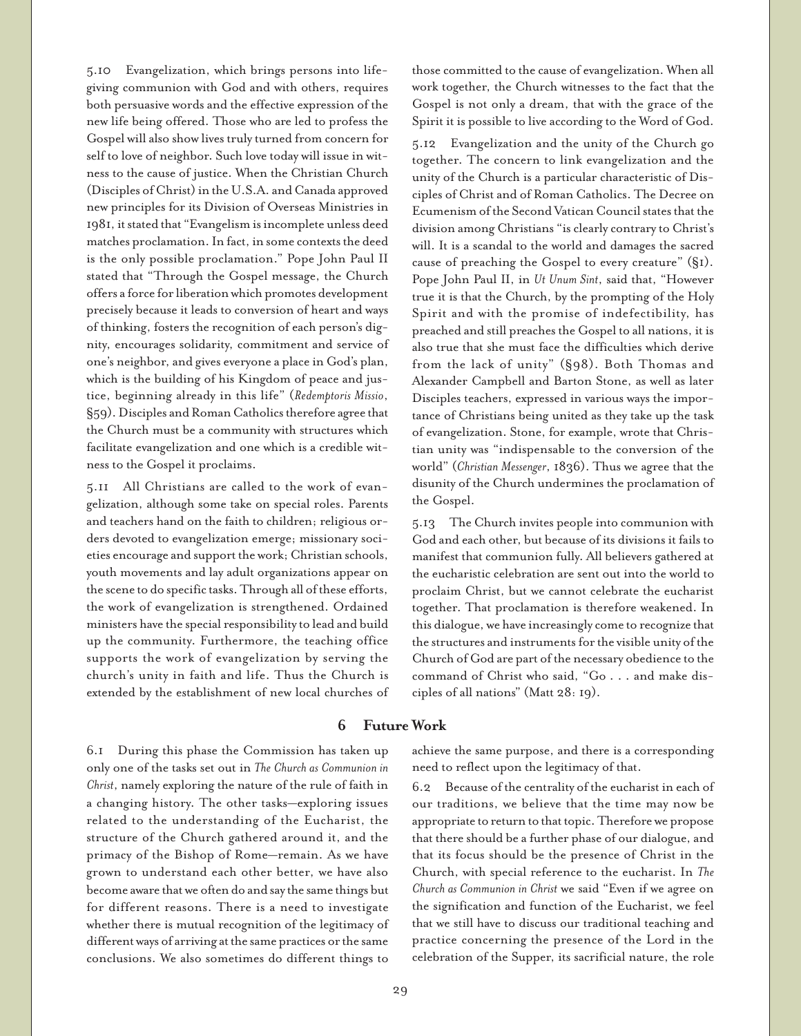5.10 Evangelization, which brings persons into life-giving communion with God and with others, requires both persuasive words and the effective expression of the new life being offered. Those who are led to profess the Gospel will also show lives truly turned from concern for self to love of neighbor. Such love today will issue in witness to the cause of justice. When the Christian Church (Disciples of Christ) in the U.S.A. and Canada approved new principles for its Division of Overseas Ministries in 1981, it stated that "Evangelism is incomplete unless deed matches proclamation. In fact, in some contexts the deed is the only possible proclamation." Pope John Paul II stated that "Through the Gospel message, the Church offers a force for liberation which promotes development precisely because it leads to conversion of heart and ways of thinking, fosters the recognition of each person's dignity, encourages solidarity, commitment and service of one's neighbor, and gives everyone a place in God's plan, which is the building of his Kingdom of peace and justice, beginning already in this life" (*Redemptoris Missio*, §59). Disciples and Roman Catholics therefore agree that the Church must be a community with structures which facilitate evangelization and one which is a credible witness to the Gospel it proclaims.

5.11 All Christians are called to the work of evangelization, although some take on special roles. Parents and teachers hand on the faith to children; religious orders devoted to evangelization emerge; missionary societies encourage and support the work; Christian schools, youth movements and lay adult organizations appear on the scene to do specific tasks. Through all of these efforts, the work of evangelization is strengthened. Ordained ministers have the special responsibility to lead and build up the community. Furthermore, the teaching office supports the work of evangelization by serving the church's unity in faith and life. Thus the Church is extended by the establishment of new local churches of those committed to the cause of evangelization. When all work together, the Church witnesses to the fact that the Gospel is not only a dream, that with the grace of the Spirit it is possible to live according to the Word of God.

5.12 Evangelization and the unity of the Church go together. The concern to link evangelization and the unity of the Church is a particular characteristic of Disciples of Christ and of Roman Catholics. The Decree on Ecumenism of the Second Vatican Council states that the division among Christians "is clearly contrary to Christ's will. It is a scandal to the world and damages the sacred cause of preaching the Gospel to every creature" (§1). Pope John Paul II, in *Ut Unum Sint*, said that, "However true it is that the Church, by the prompting of the Holy Spirit and with the promise of indefectibility, has preached and still preaches the Gospel to all nations, it is also true that she must face the difficulties which derive from the lack of unity" (§98). Both Thomas and Alexander Campbell and Barton Stone, as well as later Disciples teachers, expressed in various ways the importance of Christians being united as they take up the task of evangelization. Stone, for example, wrote that Christian unity was "indispensable to the conversion of the world" (*Christian Messenger*, 1836). Thus we agree that the disunity of the Church undermines the proclamation of the Gospel.

5.13 The Church invites people into communion with God and each other, but because of its divisions it fails to manifest that communion fully. All believers gathered at the eucharistic celebration are sent out into the world to proclaim Christ, but we cannot celebrate the eucharist together. That proclamation is therefore weakened. In this dialogue, we have increasingly come to recognize that the structures and instruments for the visible unity of the Church of God are part of the necessary obedience to the command of Christ who said, "Go . . . and make disciples of all nations" (Matt 28: 19).

## 6 Future Work

6.1 During this phase the Commission has taken up only one of the tasks set out in *The Church as Communion in Christ*, namely exploring the nature of the rule of faith in a changing history. The other tasks—exploring issues related to the understanding of the Eucharist, the structure of the Church gathered around it, and the primacy of the Bishop of Rome—remain. As we have grown to understand each other better, we have also become aware that we often do and say the same things but for different reasons. There is a need to investigate whether there is mutual recognition of the legitimacy of different ways of arriving at the same practices or the same conclusions. We also sometimes do different things to achieve the same purpose, and there is a corresponding need to reflect upon the legitimacy of that.

6.2 Because of the centrality of the eucharist in each of our traditions, we believe that the time may now be appropriate to return to that topic. Therefore we propose that there should be a further phase of our dialogue, and that its focus should be the presence of Christ in the Church, with special reference to the eucharist. In *The Church as Communion in Christ* we said "Even if we agree on the signification and function of the Eucharist, we feel that we still have to discuss our traditional teaching and practice concerning the presence of the Lord in the celebration of the Supper, its sacrificial nature, the role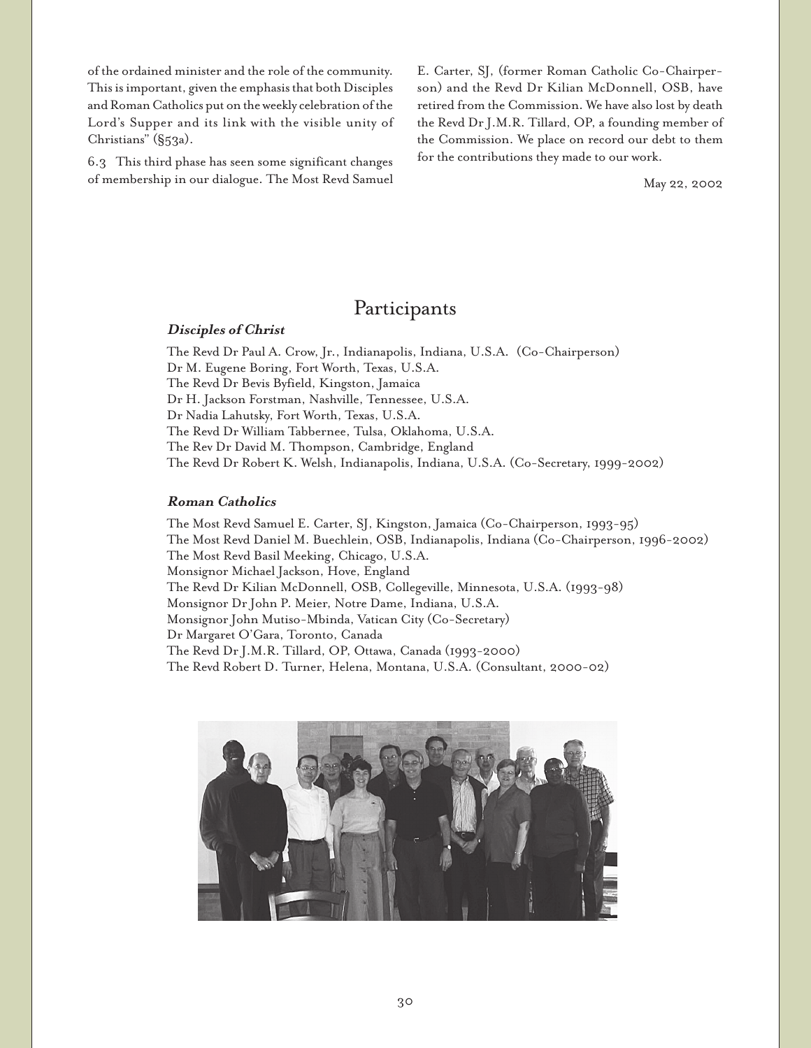of the ordained minister and the role of the community. This is important, given the emphasis that both Disciples and Roman Catholics put on the weekly celebration of the Lord's Supper and its link with the visible unity of Christians" (§53a).

6.3 This third phase has seen some significant changes of membership in our dialogue. The Most Revd Samuel E. Carter, SJ, (former Roman Catholic Co-Chairperson) and the Revd Dr Kilian McDonnell, OSB, have retired from the Commission. We have also lost by death the Revd Dr J.M.R. Tillard, OP, a founding member of the Commission. We place on record our debt to them for the contributions they made to our work.

May 22, 2002

## Participants

***Disciples of Christ***

The Revd Dr Paul A. Crow, Jr., Indianapolis, Indiana, U.S.A. (Co-Chairperson)
Dr M. Eugene Boring, Fort Worth, Texas, U.S.A.
The Revd Dr Bevis Byfield, Kingston, Jamaica
Dr H. Jackson Forstman, Nashville, Tennessee, U.S.A.
Dr Nadia Lahutsky, Fort Worth, Texas, U.S.A.
The Revd Dr William Tabbernee, Tulsa, Oklahoma, U.S.A.
The Rev Dr David M. Thompson, Cambridge, England
The Revd Dr Robert K. Welsh, Indianapolis, Indiana, U.S.A. (Co-Secretary, 1999-2002)

***Roman Catholics***

The Most Revd Samuel E. Carter, SJ, Kingston, Jamaica (Co-Chairperson, 1993-95)
The Most Revd Daniel M. Buechlein, OSB, Indianapolis, Indiana (Co-Chairperson, 1996-2002)
The Most Revd Basil Meeking, Chicago, U.S.A.
Monsignor Michael Jackson, Hove, England
The Revd Dr Kilian McDonnell, OSB, Collegeville, Minnesota, U.S.A. (1993-98)
Monsignor Dr John P. Meier, Notre Dame, Indiana, U.S.A.
Monsignor John Mutiso-Mbinda, Vatican City (Co-Secretary)
Dr Margaret O'Gara, Toronto, Canada
The Revd Dr J.M.R. Tillard, OP, Ottawa, Canada (1993-2000)
The Revd Robert D. Turner, Helena, Montana, U.S.A. (Consultant, 2000-02)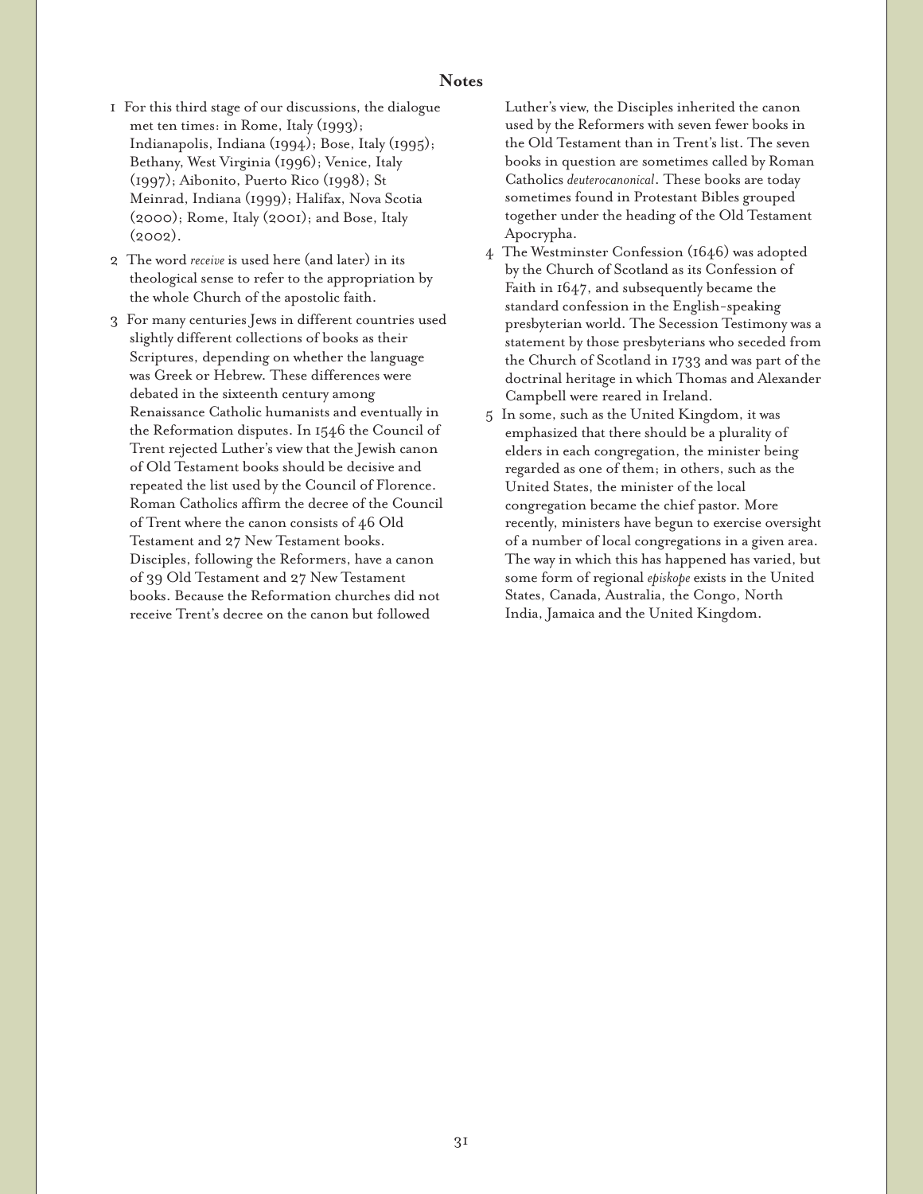## Notes

1 For this third stage of our discussions, the dialogue met ten times: in Rome, Italy (1993); Indianapolis, Indiana (1994); Bose, Italy (1995); Bethany, West Virginia (1996); Venice, Italy (1997); Aibonito, Puerto Rico (1998); St Meinrad, Indiana (1999); Halifax, Nova Scotia (2000); Rome, Italy (2001); and Bose, Italy (2002).

2 The word *receive* is used here (and later) in its theological sense to refer to the appropriation by the whole Church of the apostolic faith.

3 For many centuries Jews in different countries used slightly different collections of books as their Scriptures, depending on whether the language was Greek or Hebrew. These differences were debated in the sixteenth century among Renaissance Catholic humanists and eventually in the Reformation disputes. In 1546 the Council of Trent rejected Luther's view that the Jewish canon of Old Testament books should be decisive and repeated the list used by the Council of Florence. Roman Catholics affirm the decree of the Council of Trent where the canon consists of 46 Old Testament and 27 New Testament books. Disciples, following the Reformers, have a canon of 39 Old Testament and 27 New Testament books. Because the Reformation churches did not receive Trent's decree on the canon but followed Luther's view, the Disciples inherited the canon used by the Reformers with seven fewer books in the Old Testament than in Trent's list. The seven books in question are sometimes called by Roman Catholics *deuterocanonical*. These books are today sometimes found in Protestant Bibles grouped together under the heading of the Old Testament Apocrypha.

4 The Westminster Confession (1646) was adopted by the Church of Scotland as its Confession of Faith in 1647, and subsequently became the standard confession in the English-speaking presbyterian world. The Secession Testimony was a statement by those presbyterians who seceded from the Church of Scotland in 1733 and was part of the doctrinal heritage in which Thomas and Alexander Campbell were reared in Ireland.

5 In some, such as the United Kingdom, it was emphasized that there should be a plurality of elders in each congregation, the minister being regarded as one of them; in others, such as the United States, the minister of the local congregation became the chief pastor. More recently, ministers have begun to exercise oversight of a number of local congregations in a given area. The way in which this has happened has varied, but some form of regional *episkope* exists in the United States, Canada, Australia, the Congo, North India, Jamaica and the United Kingdom.